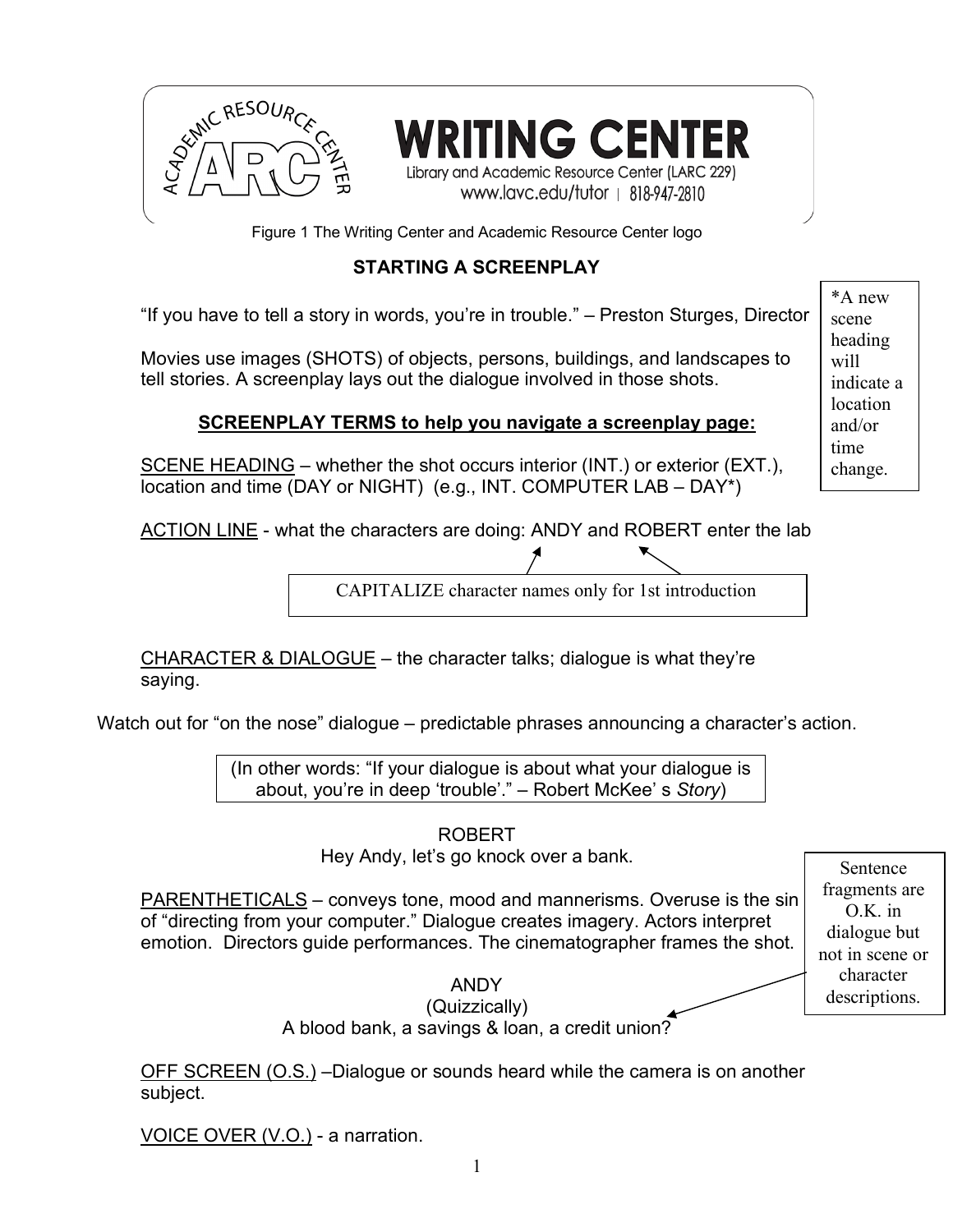Figure 1 The Writing Center and Academic Resource Center logo

## STARTING A SCREENPLAY

"If you have to tell a story in words, you're in trouble." – Preston Sturges, Director

Movies use images (SHOTS) of objects, persons, buildings, and landscapes to tell stories. A screenplay lays out the dialogue involved in those shots.

*A new scene heading will indicate a location and/or time change.

### SCREENPLAY TERMS to help you navigate a screenplay page:

SCENE HEADING – whether the shot occurs interior (INT.) or exterior (EXT.), location and time (DAY or NIGHT) (e.g., INT. COMPUTER LAB – DAY*)

ACTION LINE - what the characters are doing: ANDY and ROBERT enter the lab

CAPITALIZE character names only for 1st introduction

CHARACTER & DIALOGUE – the character talks; dialogue is what they're saying.

Watch out for "on the nose" dialogue – predictable phrases announcing a character's action.

(In other words: "If your dialogue is about what your dialogue is about, you're in deep 'trouble'." – Robert McKee' s *Story*)

ROBERT
Hey Andy, let's go knock over a bank.

PARENTHETICALS – conveys tone, mood and mannerisms. Overuse is the sin of "directing from your computer." Dialogue creates imagery. Actors interpret emotion. Directors guide performances. The cinematographer frames the shot.

ANDY
(Quizzically)
A blood bank, a savings & loan, a credit union?

Sentence fragments are O.K. in dialogue but not in scene or character descriptions.

OFF SCREEN (O.S.) –Dialogue or sounds heard while the camera is on another subject.

VOICE OVER (V.O.) - a narration.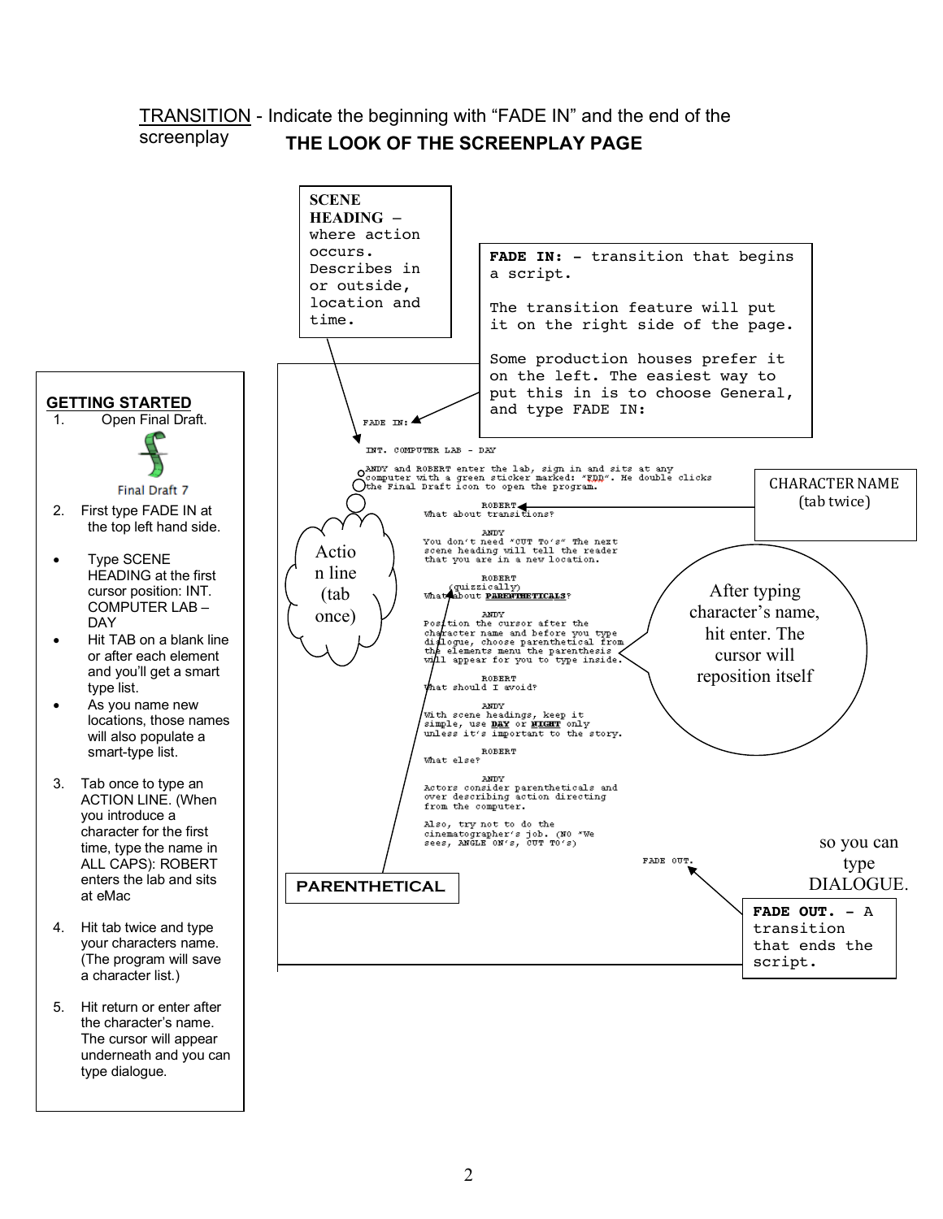TRANSITION - Indicate the beginning with "FADE IN" and the end of the screenplay

## THE LOOK OF THE SCREENPLAY PAGE

**GETTING STARTED**

1. Open Final Draft.

   Final Draft 7

2. First type FADE IN at the top left hand side.

- Type SCENE HEADING at the first cursor position: INT. COMPUTER LAB – DAY
- Hit TAB on a blank line or after each element and you'll get a smart type list.
- As you name new locations, those names will also populate a smart-type list.

3. Tab once to type an ACTION LINE. (When you introduce a character for the first time, type the name in ALL CAPS): ROBERT enters the lab and sits at eMac

4. Hit tab twice and type your characters name. (The program will save a character list.)

5. Hit return or enter after the character's name. The cursor will appear underneath and you can type dialogue.

**SCENE HEADING** – where action occurs. Describes in or outside, location and time.

**FADE IN:** - transition that begins a script.

The transition feature will put it on the right side of the page.

Some production houses prefer it on the left. The easiest way to put this in is to choose General, and type FADE IN:

Action line (tab once)

CHARACTER NAME (tab twice)

After typing character's name, hit enter. The cursor will reposition itself so you can type DIALOGUE.

PARENTHETICAL

**FADE OUT.** - A transition that ends the script.

```
FADE IN:

INT. COMPUTER LAB - DAY

ANDY and ROBERT enter the lab, sign in and sits at any
computer with a green sticker marked: "FDD". He double clicks
the Final Draft icon to open the program.

                    ROBERT
          What about transitions?

                    ANDY
          You don't need "CUT To's" The next
          scene heading will tell the reader
          that you are in a new location.

                    ROBERT
               (quizzically)
          What about PARENTHETICALS?

                    ANDY
          Position the cursor after the
          character name and before you type
          dialogue, choose parenthetical from
          the elements menu the parenthesis
          will appear for you to type inside.

                    ROBERT
          What should I avoid?

                    ANDY
          With scene headings, keep it
          simple, use DAY or NIGHT only
          unless it's important to the story.

                    ROBERT
          What else?

                    ANDY
          Actors consider parentheticals and
          over describing action directing
          from the computer.

          Also, try not to do the
          cinematographer's job. (NO "We
          sees, ANGLE ON's, CUT TO's)

                                        FADE OUT.
```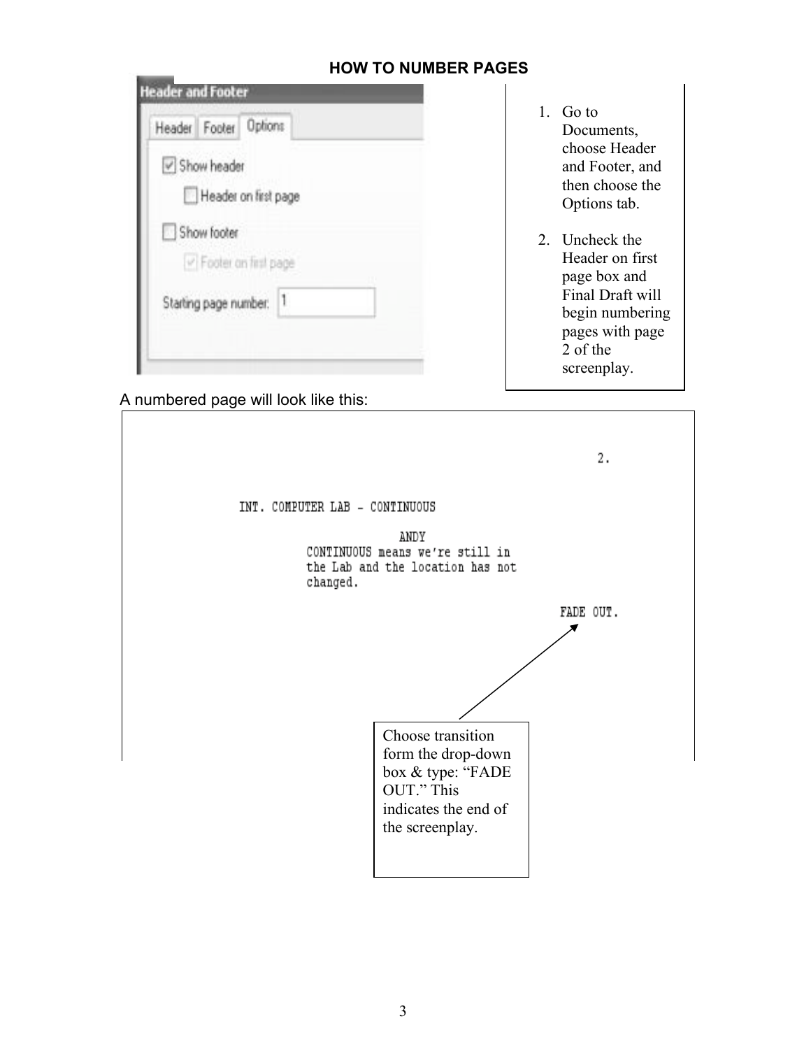## HOW TO NUMBER PAGES

**Header and Footer**

Header | Footer | Options

- [x] Show header
  - [ ] Header on first page
- [ ] Show footer
  - [x] Footer on first page

Starting page number: 1

1. Go to Documents, choose Header and Footer, and then choose the Options tab.
2. Uncheck the Header on first page box and Final Draft will begin numbering pages with page 2 of the screenplay.

A numbered page will look like this:

```
                                                            2.

INT. COMPUTER LAB - CONTINUOUS

                         ANDY
          CONTINUOUS means we're still in
          the Lab and the location has not
          changed.

                                                    FADE OUT.
```

Choose transition form the drop-down box & type: "FADE OUT." This indicates the end of the screenplay.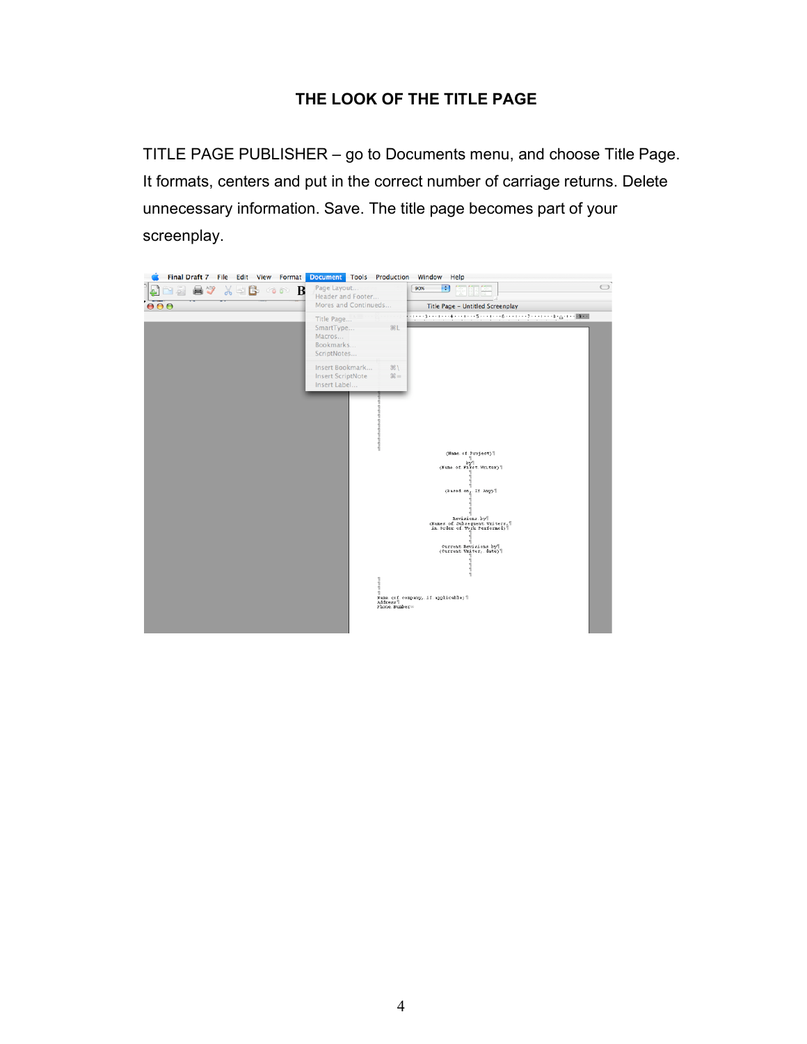# THE LOOK OF THE TITLE PAGE

TITLE PAGE PUBLISHER – go to Documents menu, and choose Title Page. It formats, centers and put in the correct number of carriage returns. Delete unnecessary information. Save. The title page becomes part of your screenplay.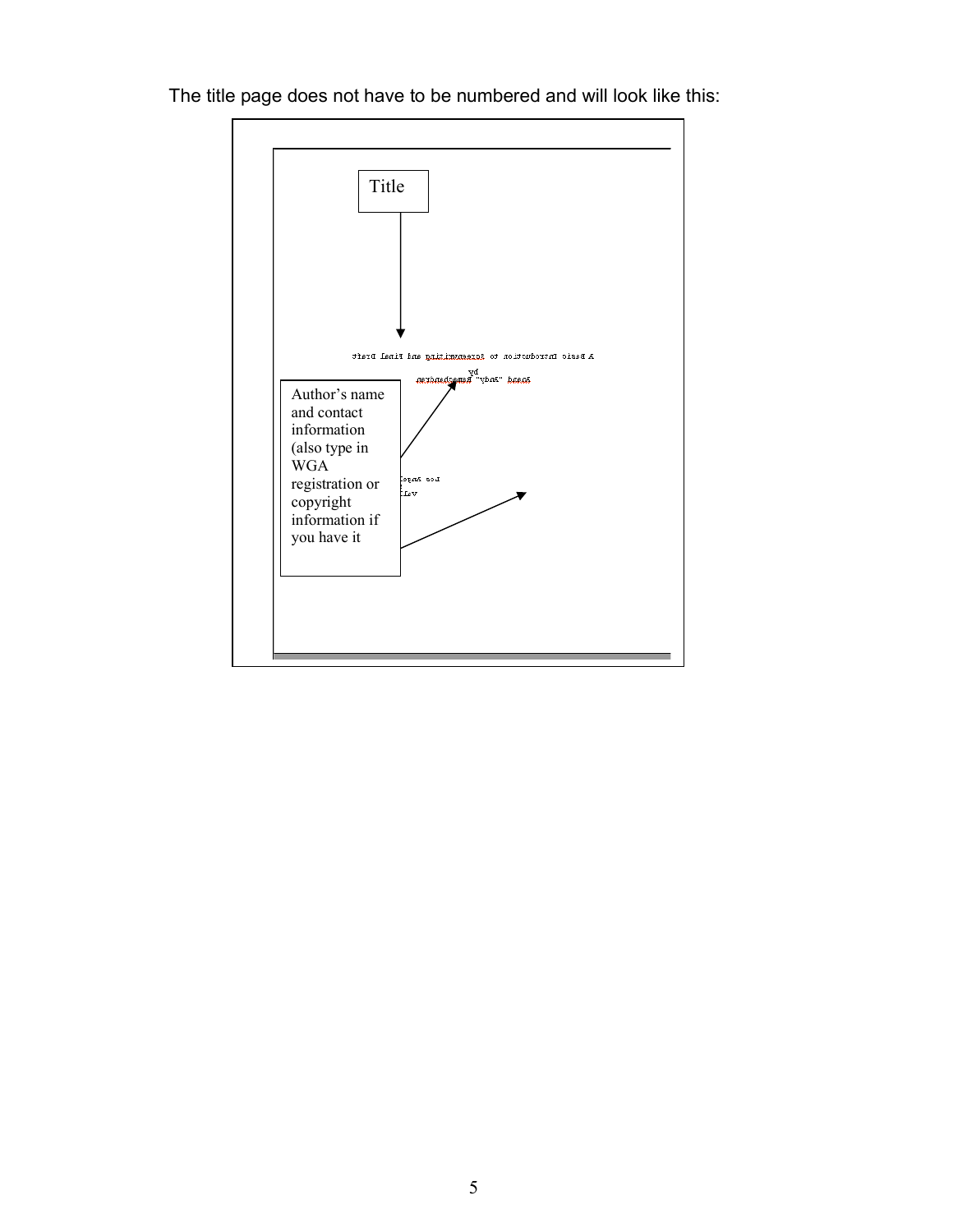The title page does not have to be numbered and will look like this:

Title

Author's name and contact information (also type in WGA registration or copyright information if you have it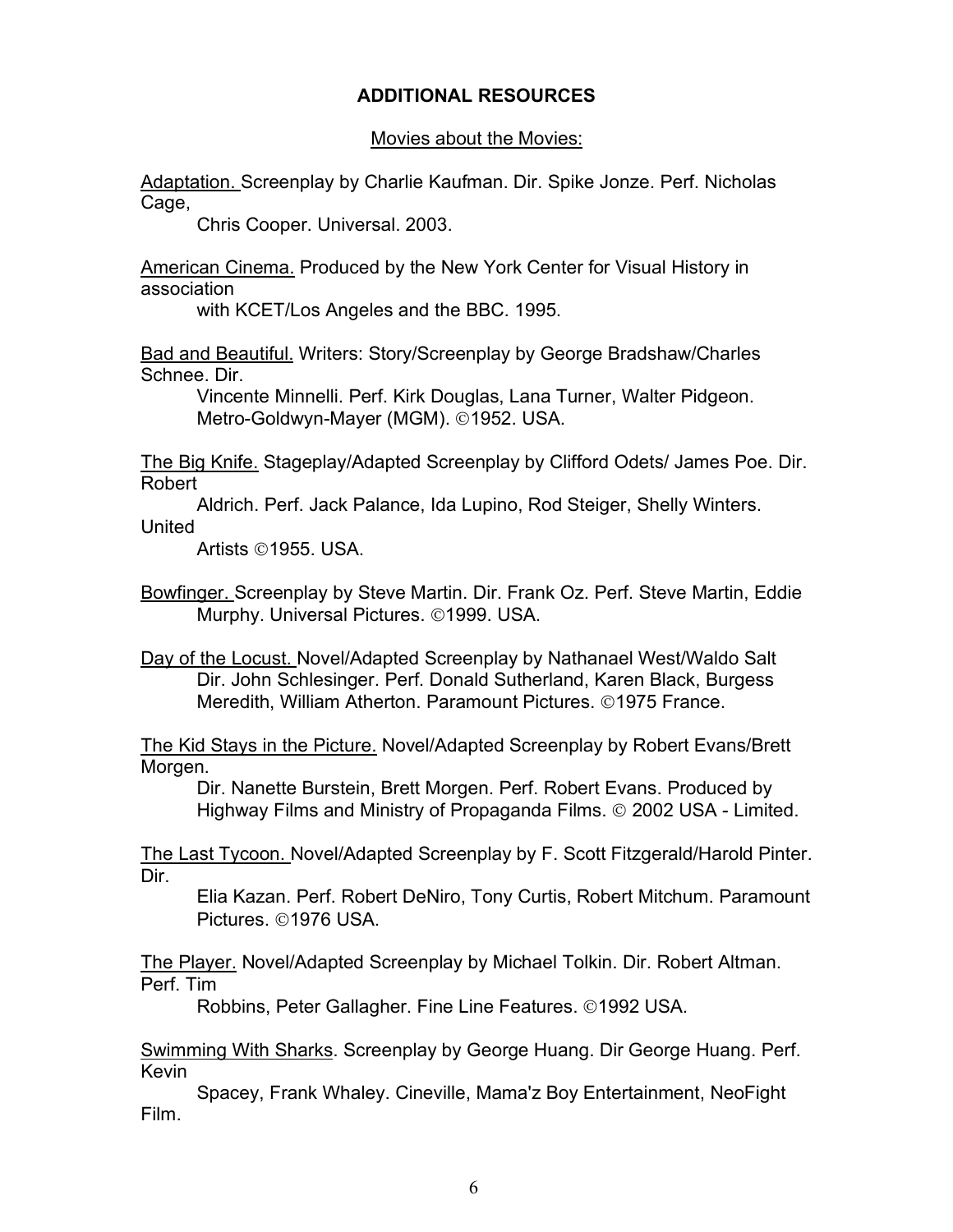**ADDITIONAL RESOURCES**

Movies about the Movies:

Adaptation. Screenplay by Charlie Kaufman. Dir. Spike Jonze. Perf. Nicholas Cage, Chris Cooper. Universal. 2003.

American Cinema. Produced by the New York Center for Visual History in association with KCET/Los Angeles and the BBC. 1995.

Bad and Beautiful. Writers: Story/Screenplay by George Bradshaw/Charles Schnee. Dir. Vincente Minnelli. Perf. Kirk Douglas, Lana Turner, Walter Pidgeon. Metro-Goldwyn-Mayer (MGM). ©1952. USA.

The Big Knife. Stageplay/Adapted Screenplay by Clifford Odets/ James Poe. Dir. Robert Aldrich. Perf. Jack Palance, Ida Lupino, Rod Steiger, Shelly Winters. United Artists ©1955. USA.

Bowfinger. Screenplay by Steve Martin. Dir. Frank Oz. Perf. Steve Martin, Eddie Murphy. Universal Pictures. ©1999. USA.

Day of the Locust. Novel/Adapted Screenplay by Nathanael West/Waldo Salt Dir. John Schlesinger. Perf. Donald Sutherland, Karen Black, Burgess Meredith, William Atherton. Paramount Pictures. ©1975 France.

The Kid Stays in the Picture. Novel/Adapted Screenplay by Robert Evans/Brett Morgen. Dir. Nanette Burstein, Brett Morgen. Perf. Robert Evans. Produced by Highway Films and Ministry of Propaganda Films. © 2002 USA - Limited.

The Last Tycoon. Novel/Adapted Screenplay by F. Scott Fitzgerald/Harold Pinter. Dir. Elia Kazan. Perf. Robert DeNiro, Tony Curtis, Robert Mitchum. Paramount Pictures. ©1976 USA.

The Player. Novel/Adapted Screenplay by Michael Tolkin. Dir. Robert Altman. Perf. Tim Robbins, Peter Gallagher. Fine Line Features. ©1992 USA.

Swimming With Sharks. Screenplay by George Huang. Dir George Huang. Perf. Kevin Spacey, Frank Whaley. Cineville, Mama'z Boy Entertainment, NeoFight Film.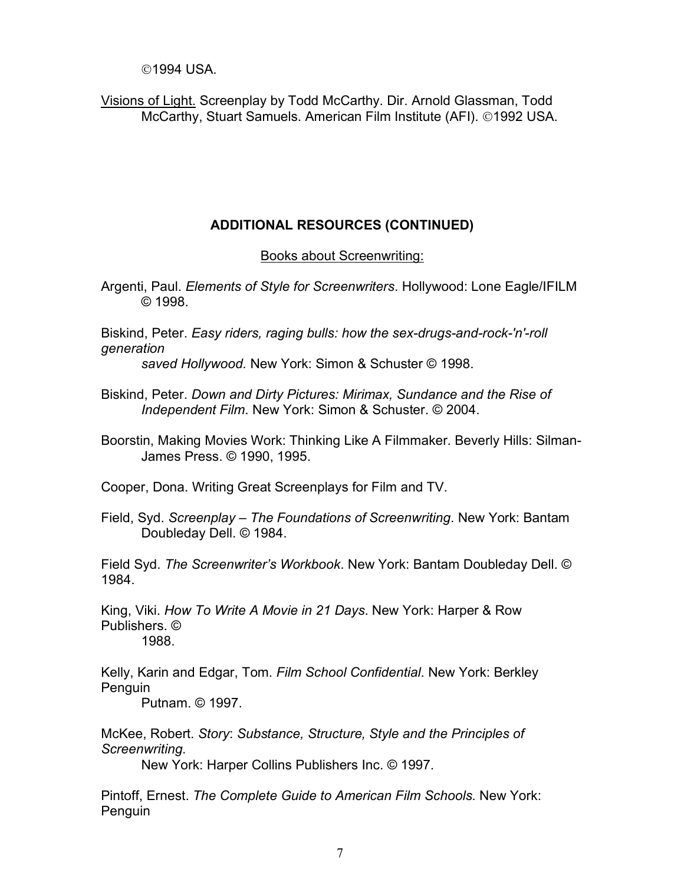©1994 USA.

<u>Visions of Light.</u> Screenplay by Todd McCarthy. Dir. Arnold Glassman, Todd McCarthy, Stuart Samuels. American Film Institute (AFI). ©1992 USA.

## ADDITIONAL RESOURCES (CONTINUED)

<u>Books about Screenwriting:</u>

Argenti, Paul. *Elements of Style for Screenwriters*. Hollywood: Lone Eagle/IFILM © 1998.

Biskind, Peter. *Easy riders, raging bulls: how the sex-drugs-and-rock-'n'-roll generation saved Hollywood.* New York: Simon & Schuster © 1998.

Biskind, Peter. *Down and Dirty Pictures: Mirimax, Sundance and the Rise of Independent Film*. New York: Simon & Schuster. © 2004.

Boorstin, Making Movies Work: Thinking Like A Filmmaker. Beverly Hills: Silman-James Press. © 1990, 1995.

Cooper, Dona. Writing Great Screenplays for Film and TV.

Field, Syd. *Screenplay – The Foundations of Screenwriting*. New York: Bantam Doubleday Dell. © 1984.

Field Syd. *The Screenwriter's Workbook*. New York: Bantam Doubleday Dell. © 1984.

King, Viki. *How To Write A Movie in 21 Days*. New York: Harper & Row Publishers. © 1988.

Kelly, Karin and Edgar, Tom. *Film School Confidential*. New York: Berkley Penguin Putnam. © 1997.

McKee, Robert. *Story*: *Substance, Structure, Style and the Principles of Screenwriting.* New York: Harper Collins Publishers Inc. © 1997.

Pintoff, Ernest. *The Complete Guide to American Film Schools.* New York: Penguin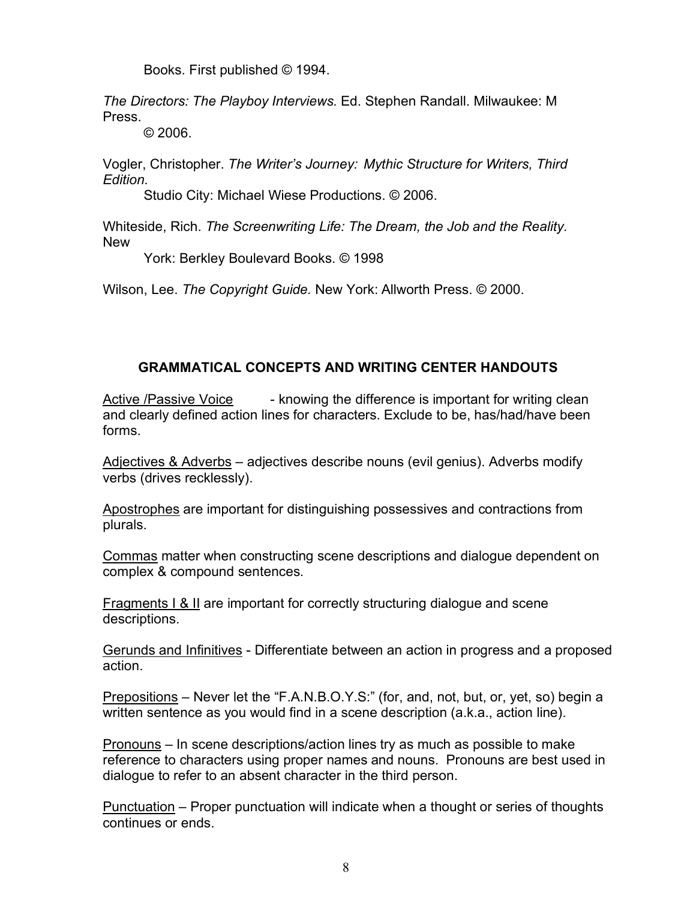Books. First published © 1994.

*The Directors: The Playboy Interviews.* Ed. Stephen Randall. Milwaukee: M Press.
© 2006.

Vogler, Christopher. *The Writer's Journey: Mythic Structure for Writers, Third Edition.*
Studio City: Michael Wiese Productions. © 2006.

Whiteside, Rich. *The Screenwriting Life: The Dream, the Job and the Reality.* New
York: Berkley Boulevard Books. © 1998

Wilson, Lee. *The Copyright Guide.* New York: Allworth Press. © 2000.

## GRAMMATICAL CONCEPTS AND WRITING CENTER HANDOUTS

<u>Active /Passive Voice</u> - knowing the difference is important for writing clean and clearly defined action lines for characters. Exclude to be, has/had/have been forms.

<u>Adjectives & Adverbs</u> – adjectives describe nouns (evil genius). Adverbs modify verbs (drives recklessly).

<u>Apostrophes</u> are important for distinguishing possessives and contractions from plurals.

<u>Commas</u> matter when constructing scene descriptions and dialogue dependent on complex & compound sentences.

<u>Fragments I & II</u> are important for correctly structuring dialogue and scene descriptions.

<u>Gerunds and Infinitives</u> - Differentiate between an action in progress and a proposed action.

<u>Prepositions</u> – Never let the "F.A.N.B.O.Y.S:" (for, and, not, but, or, yet, so) begin a written sentence as you would find in a scene description (a.k.a., action line).

<u>Pronouns</u> – In scene descriptions/action lines try as much as possible to make reference to characters using proper names and nouns. Pronouns are best used in dialogue to refer to an absent character in the third person.

<u>Punctuation</u> – Proper punctuation will indicate when a thought or series of thoughts continues or ends.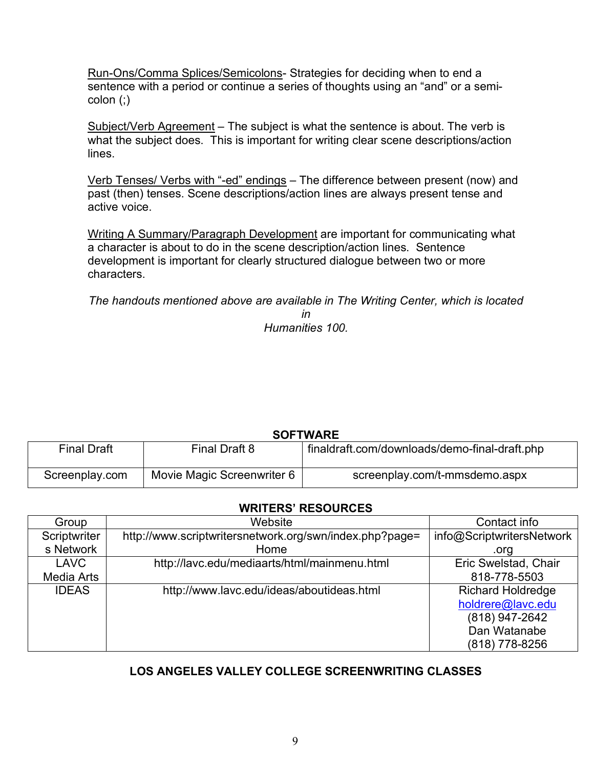Run-Ons/Comma Splices/Semicolons- Strategies for deciding when to end a sentence with a period or continue a series of thoughts using an "and" or a semi-colon (;)

Subject/Verb Agreement – The subject is what the sentence is about. The verb is what the subject does. This is important for writing clear scene descriptions/action lines.

Verb Tenses/ Verbs with "-ed" endings – The difference between present (now) and past (then) tenses. Scene descriptions/action lines are always present tense and active voice.

Writing A Summary/Paragraph Development are important for communicating what a character is about to do in the scene description/action lines. Sentence development is important for clearly structured dialogue between two or more characters.

*The handouts mentioned above are available in The Writing Center, which is located in Humanities 100.*

**SOFTWARE**

| Final Draft | Final Draft 8 | finaldraft.com/downloads/demo-final-draft.php |
|---|---|---|
| Screenplay.com | Movie Magic Screenwriter 6 | screenplay.com/t-mmsdemo.aspx |

**WRITERS' RESOURCES**

| Group | Website | Contact info |
|---|---|---|
| Scriptwriters Network | http://www.scriptwritersnetwork.org/swn/index.php?page=Home | info@ScriptwritersNetwork.org |
| LAVC Media Arts | http://lavc.edu/mediaarts/html/mainmenu.html | Eric Swelstad, Chair 818-778-5503 |
| IDEAS | http://www.lavc.edu/ideas/aboutideas.html | Richard Holdredge holdrere@lavc.edu (818) 947-2642 Dan Watanabe (818) 778-8256 |

**LOS ANGELES VALLEY COLLEGE SCREENWRITING CLASSES**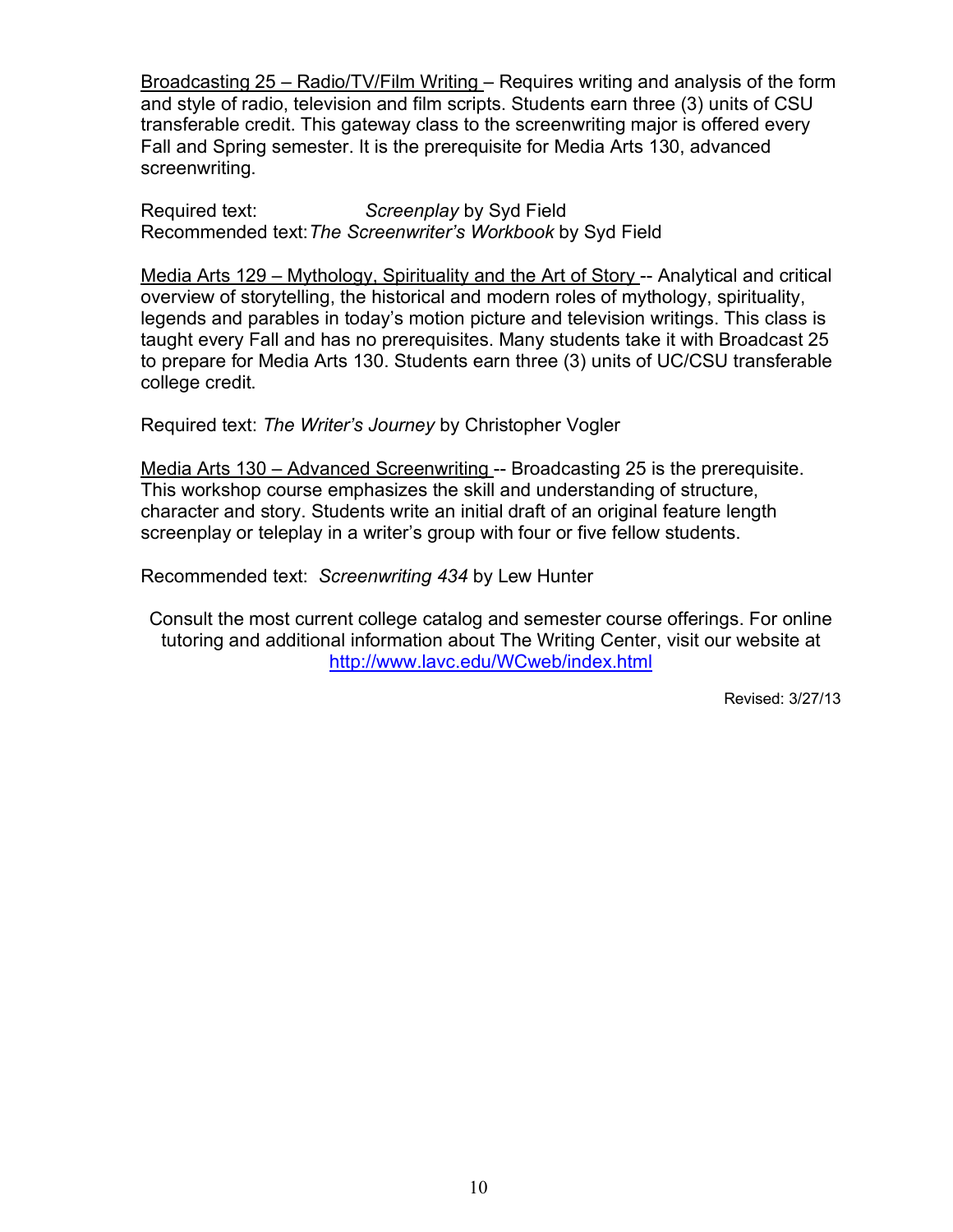<u>Broadcasting 25 – Radio/TV/Film Writing</u> – Requires writing and analysis of the form and style of radio, television and film scripts. Students earn three (3) units of CSU transferable credit. This gateway class to the screenwriting major is offered every Fall and Spring semester. It is the prerequisite for Media Arts 130, advanced screenwriting.

Required text: *Screenplay* by Syd Field
Recommended text: *The Screenwriter's Workbook* by Syd Field

<u>Media Arts 129 – Mythology, Spirituality and the Art of Story</u> -- Analytical and critical overview of storytelling, the historical and modern roles of mythology, spirituality, legends and parables in today's motion picture and television writings. This class is taught every Fall and has no prerequisites. Many students take it with Broadcast 25 to prepare for Media Arts 130. Students earn three (3) units of UC/CSU transferable college credit.

Required text: *The Writer's Journey* by Christopher Vogler

<u>Media Arts 130 – Advanced Screenwriting</u> -- Broadcasting 25 is the prerequisite. This workshop course emphasizes the skill and understanding of structure, character and story. Students write an initial draft of an original feature length screenplay or teleplay in a writer's group with four or five fellow students.

Recommended text: *Screenwriting 434* by Lew Hunter

Consult the most current college catalog and semester course offerings. For online tutoring and additional information about The Writing Center, visit our website at http://www.lavc.edu/WCweb/index.html

Revised: 3/27/13